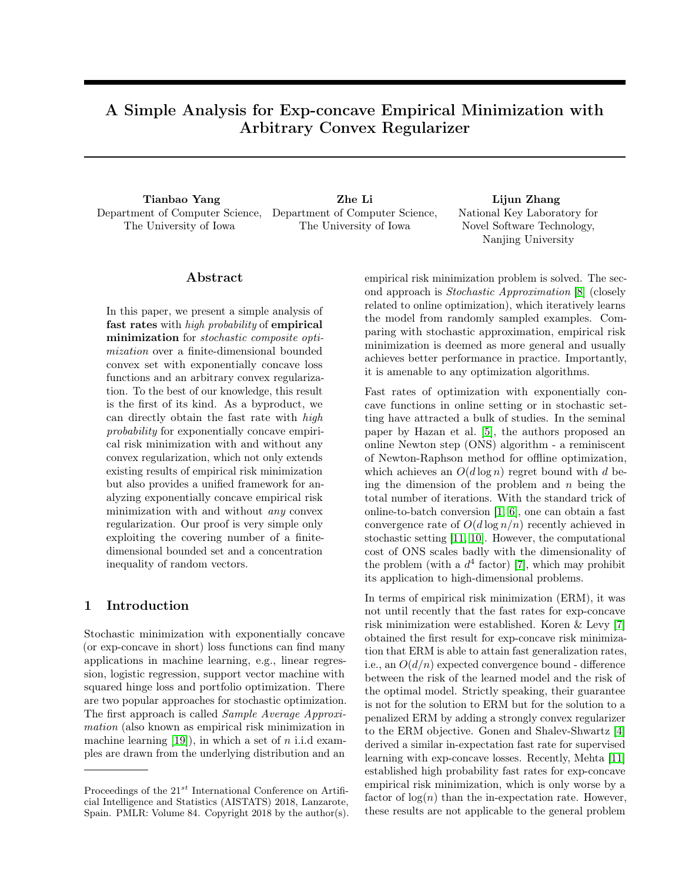# A Simple Analysis for Exp-concave Empirical Minimization with Arbitrary Convex Regularizer

**Tianbao Yang**
Department of Computer Science,
The University of Iowa

**Zhe Li**
Department of Computer Science,
The University of Iowa

**Lijun Zhang**
National Key Laboratory for
Novel Software Technology,
Nanjing University

## Abstract

In this paper, we present a simple analysis of **fast rates** with *high probability* of **empirical minimization** for *stochastic composite optimization* over a finite-dimensional bounded convex set with exponentially concave loss functions and an arbitrary convex regularization. To the best of our knowledge, this result is the first of its kind. As a byproduct, we can directly obtain the fast rate with *high probability* for exponentially concave empirical risk minimization with and without any convex regularization, which not only extends existing results of empirical risk minimization but also provides a unified framework for analyzing exponentially concave empirical risk minimization with and without *any* convex regularization. Our proof is very simple only exploiting the covering number of a finite-dimensional bounded set and a concentration inequality of random vectors.

## 1 Introduction

Stochastic minimization with exponentially concave (or exp-concave in short) loss functions can find many applications in machine learning, e.g., linear regression, logistic regression, support vector machine with squared hinge loss and portfolio optimization. There are two popular approaches for stochastic optimization. The first approach is called *Sample Average Approximation* (also known as empirical risk minimization in machine learning [19]), in which a set of $n$ i.i.d examples are drawn from the underlying distribution and an empirical risk minimization problem is solved. The second approach is *Stochastic Approximation* [8] (closely related to online optimization), which iteratively learns the model from randomly sampled examples. Comparing with stochastic approximation, empirical risk minimization is deemed as more general and usually achieves better performance in practice. Importantly, it is amenable to any optimization algorithms.

Fast rates of optimization with exponentially concave functions in online setting or in stochastic setting have attracted a bulk of studies. In the seminal paper by Hazan et al. [5], the authors proposed an online Newton step (ONS) algorithm - a reminiscent of Newton-Raphson method for offline optimization, which achieves an $O(d \log n)$ regret bound with $d$ being the dimension of the problem and $n$ being the total number of iterations. With the standard trick of online-to-batch conversion [1, 6], one can obtain a fast convergence rate of $O(d \log n/n)$ recently achieved in stochastic setting [11, 10]. However, the computational cost of ONS scales badly with the dimensionality of the problem (with a $d^4$ factor) [7], which may prohibit its application to high-dimensional problems.

In terms of empirical risk minimization (ERM), it was not until recently that the fast rates for exp-concave risk minimization were established. Koren & Levy [7] obtained the first result for exp-concave risk minimization that ERM is able to attain fast generalization rates, i.e., an $O(d/n)$ expected convergence bound - difference between the risk of the learned model and the risk of the optimal model. Strictly speaking, their guarantee is not for the solution to ERM but for the solution to a penalized ERM by adding a strongly convex regularizer to the ERM objective. Gonen and Shalev-Shwartz [4] derived a similar in-expectation fast rate for supervised learning with exp-concave losses. Recently, Mehta [11] established high probability fast rates for exp-concave empirical risk minimization, which is only worse by a factor of $\log(n)$ than the in-expectation rate. However, these results are not applicable to the general problem

---

Proceedings of the 21[st] International Conference on Artificial Intelligence and Statistics (AISTATS) 2018, Lanzarote, Spain. PMLR: Volume 84. Copyright 2018 by the author(s).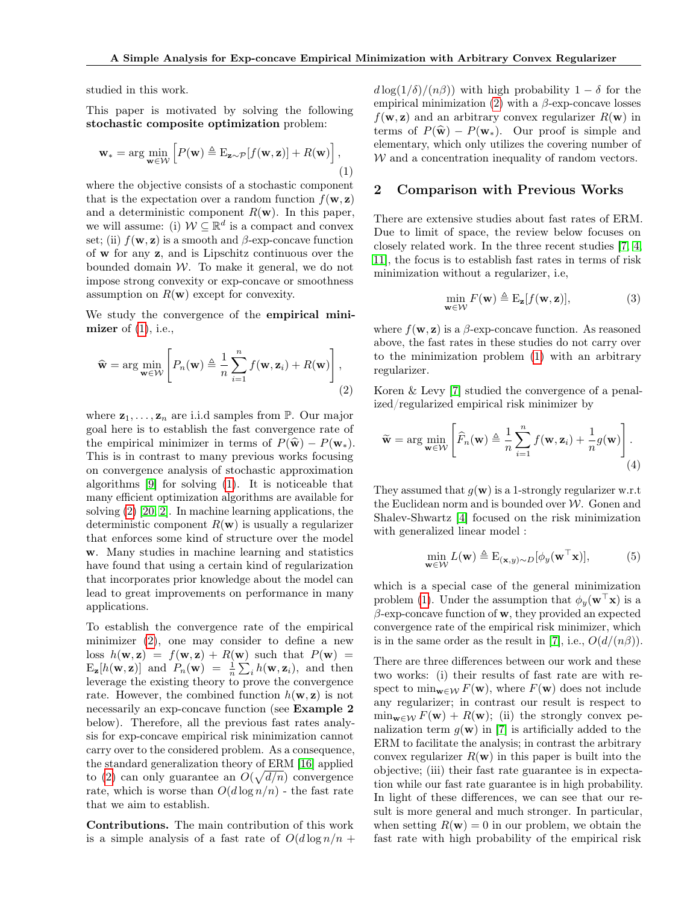studied in this work.

This paper is motivated by solving the following **stochastic composite optimization** problem:

$$\mathbf{w}_* = \arg\min_{\mathbf{w}\in\mathcal{W}} \left[ P(\mathbf{w}) \triangleq \mathrm{E}_{\mathbf{z}\sim\mathcal{P}}[f(\mathbf{w},\mathbf{z})] + R(\mathbf{w}) \right], \tag{1}$$

where the objective consists of a stochastic component that is the expectation over a random function $f(\mathbf{w},\mathbf{z})$ and a deterministic component $R(\mathbf{w})$. In this paper, we will assume: (i) $\mathcal{W} \subseteq \mathbb{R}^d$ is a compact and convex set; (ii) $f(\mathbf{w},\mathbf{z})$ is a smooth and $\beta$-exp-concave function of $\mathbf{w}$ for any $\mathbf{z}$, and is Lipschitz continuous over the bounded domain $\mathcal{W}$. To make it general, we do not impose strong convexity or exp-concave or smoothness assumption on $R(\mathbf{w})$ except for convexity.

We study the convergence of the **empirical minimizer** of (1), i.e.,

$$\widehat{\mathbf{w}} = \arg\min_{\mathbf{w}\in\mathcal{W}} \left[ P_n(\mathbf{w}) \triangleq \frac{1}{n}\sum_{i=1}^{n} f(\mathbf{w},\mathbf{z}_i) + R(\mathbf{w}) \right], \tag{2}$$

where $\mathbf{z}_1,\ldots,\mathbf{z}_n$ are i.i.d samples from $\mathbb{P}$. Our major goal here is to establish the fast convergence rate of the empirical minimizer in terms of $P(\widehat{\mathbf{w}}) - P(\mathbf{w}_*)$. This is in contrast to many previous works focusing on convergence analysis of stochastic approximation algorithms [9] for solving (1). It is noticeable that many efficient optimization algorithms are available for solving (2) [20, 2]. In machine learning applications, the deterministic component $R(\mathbf{w})$ is usually a regularizer that enforces some kind of structure over the model $\mathbf{w}$. Many studies in machine learning and statistics have found that using a certain kind of regularization that incorporates prior knowledge about the model can lead to great improvements on performance in many applications.

To establish the convergence rate of the empirical minimizer (2), one may consider to define a new loss $h(\mathbf{w},\mathbf{z}) = f(\mathbf{w},\mathbf{z}) + R(\mathbf{w})$ such that $P(\mathbf{w}) = \mathrm{E}_{\mathbf{z}}[h(\mathbf{w},\mathbf{z})]$ and $P_n(\mathbf{w}) = \frac{1}{n}\sum_i h(\mathbf{w},\mathbf{z}_i)$, and then leverage the existing theory to prove the convergence rate. However, the combined function $h(\mathbf{w},\mathbf{z})$ is not necessarily an exp-concave function (see **Example 2** below). Therefore, all the previous fast rates analysis for exp-concave empirical risk minimization cannot carry over to the considered problem. As a consequence, the standard generalization theory of ERM [16] applied to (2) can only guarantee an $O(\sqrt{d/n})$ convergence rate, which is worse than $O(d\log n/n)$ - the fast rate that we aim to establish.

**Contributions.** The main contribution of this work is a simple analysis of a fast rate of $O(d\log n/n + d\log(1/\delta)/(n\beta))$ with high probability $1-\delta$ for the empirical minimization (2) with a $\beta$-exp-concave losses $f(\mathbf{w},\mathbf{z})$ and an arbitrary convex regularizer $R(\mathbf{w})$ in terms of $P(\widehat{\mathbf{w}}) - P(\mathbf{w}_*)$. Our proof is simple and elementary, which only utilizes the covering number of $\mathcal{W}$ and a concentration inequality of random vectors.

## 2 Comparison with Previous Works

There are extensive studies about fast rates of ERM. Due to limit of space, the review below focuses on closely related work. In the three recent studies [7, 4, 11], the focus is to establish fast rates in terms of risk minimization without a regularizer, i.e,

$$\min_{\mathbf{w}\in\mathcal{W}} F(\mathbf{w}) \triangleq \mathrm{E}_{\mathbf{z}}[f(\mathbf{w},\mathbf{z})], \tag{3}$$

where $f(\mathbf{w},\mathbf{z})$ is a $\beta$-exp-concave function. As reasoned above, the fast rates in these studies do not carry over to the minimization problem (1) with an arbitrary regularizer.

Koren & Levy [7] studied the convergence of a penalized/regularized empirical risk minimizer by

$$\widetilde{\mathbf{w}} = \arg\min_{\mathbf{w}\in\mathcal{W}} \left[ \widehat{F}_n(\mathbf{w}) \triangleq \frac{1}{n}\sum_{i=1}^{n} f(\mathbf{w},\mathbf{z}_i) + \frac{1}{n}g(\mathbf{w}) \right]. \tag{4}$$

They assumed that $g(\mathbf{w})$ is a 1-strongly regularizer w.r.t the Euclidean norm and is bounded over $\mathcal{W}$. Gonen and Shalev-Shwartz [4] focused on the risk minimization with generalized linear model :

$$\min_{\mathbf{w}\in\mathcal{W}} L(\mathbf{w}) \triangleq \mathrm{E}_{(\mathbf{x},y)\sim D}[\phi_y(\mathbf{w}^\top\mathbf{x})], \tag{5}$$

which is a special case of the general minimization problem (1). Under the assumption that $\phi_y(\mathbf{w}^\top\mathbf{x})$ is a $\beta$-exp-concave function of $\mathbf{w}$, they provided an expected convergence rate of the empirical risk minimizer, which is in the same order as the result in [7], i.e., $O(d/(n\beta))$.

There are three differences between our work and these two works: (i) their results of fast rate are with respect to $\min_{\mathbf{w}\in\mathcal{W}} F(\mathbf{w})$, where $F(\mathbf{w})$ does not include any regularizer; in contrast our result is respect to $\min_{\mathbf{w}\in\mathcal{W}} F(\mathbf{w}) + R(\mathbf{w})$; (ii) the strongly convex penalization term $g(\mathbf{w})$ in [7] is artificially added to the ERM to facilitate the analysis; in contrast the arbitrary convex regularizer $R(\mathbf{w})$ in this paper is built into the objective; (iii) their fast rate guarantee is in expectation while our fast rate guarantee is in high probability. In light of these differences, we can see that our result is more general and much stronger. In particular, when setting $R(\mathbf{w}) = 0$ in our problem, we obtain the fast rate with high probability of the empirical risk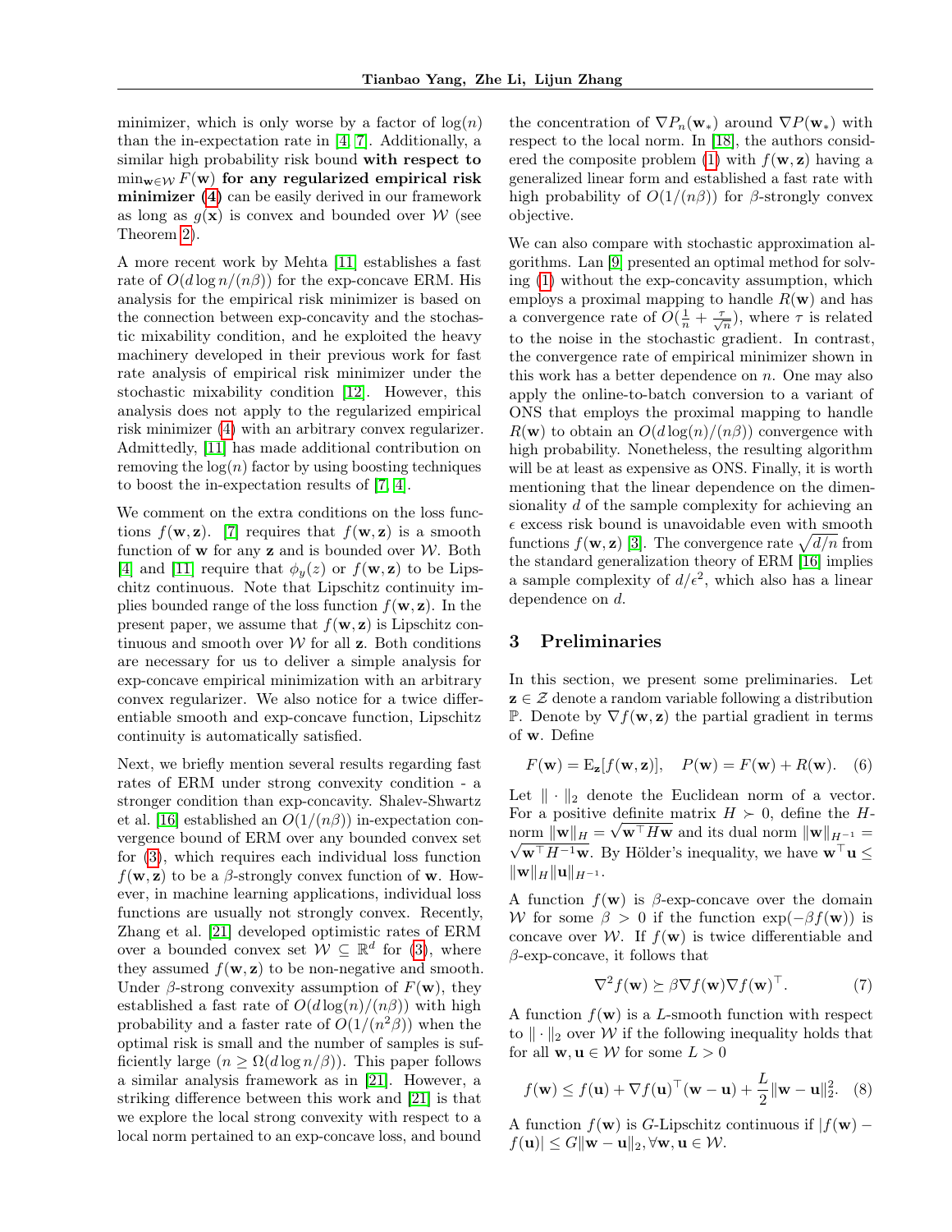minimizer, which is only worse by a factor of $\log(n)$ than the in-expectation rate in [4, 7]. Additionally, a similar high probability risk bound **with respect to $\min_{\mathbf{w}\in\mathcal{W}} F(\mathbf{w})$ for any regularized empirical risk minimizer (4)** can be easily derived in our framework as long as $g(\mathbf{x})$ is convex and bounded over $\mathcal{W}$ (see Theorem 2).

A more recent work by Mehta [11] establishes a fast rate of $O(d\log n/(n\beta))$ for the exp-concave ERM. His analysis for the empirical risk minimizer is based on the connection between exp-concavity and the stochastic mixability condition, and he exploited the heavy machinery developed in their previous work for fast rate analysis of empirical risk minimizer under the stochastic mixability condition [12]. However, this analysis does not apply to the regularized empirical risk minimizer (4) with an arbitrary convex regularizer. Admittedly, [11] has made additional contribution on removing the $\log(n)$ factor by using boosting techniques to boost the in-expectation results of [7, 4].

We comment on the extra conditions on the loss functions $f(\mathbf{w}, \mathbf{z})$. [7] requires that $f(\mathbf{w}, \mathbf{z})$ is a smooth function of $\mathbf{w}$ for any $\mathbf{z}$ and is bounded over $\mathcal{W}$. Both [4] and [11] require that $\phi_y(z)$ or $f(\mathbf{w}, \mathbf{z})$ to be Lipschitz continuous. Note that Lipschitz continuity implies bounded range of the loss function $f(\mathbf{w}, \mathbf{z})$. In the present paper, we assume that $f(\mathbf{w}, \mathbf{z})$ is Lipschitz continuous and smooth over $\mathcal{W}$ for all $\mathbf{z}$. Both conditions are necessary for us to deliver a simple analysis for exp-concave empirical minimization with an arbitrary convex regularizer. We also notice for a twice differentiable smooth and exp-concave function, Lipschitz continuity is automatically satisfied.

Next, we briefly mention several results regarding fast rates of ERM under strong convexity condition - a stronger condition than exp-concavity. Shalev-Shwartz et al. [16] established an $O(1/(n\beta))$ in-expectation convergence bound of ERM over any bounded convex set for (3), which requires each individual loss function $f(\mathbf{w}, \mathbf{z})$ to be a $\beta$-strongly convex function of $\mathbf{w}$. However, in machine learning applications, individual loss functions are usually not strongly convex. Recently, Zhang et al. [21] developed optimistic rates of ERM over a bounded convex set $\mathcal{W} \subseteq \mathbb{R}^d$ for (3), where they assumed $f(\mathbf{w}, \mathbf{z})$ to be non-negative and smooth. Under $\beta$-strong convexity assumption of $F(\mathbf{w})$, they established a fast rate of $O(d\log(n)/(n\beta))$ with high probability and a faster rate of $O(1/(n^2\beta))$ when the optimal risk is small and the number of samples is sufficiently large ($n \geq \Omega(d\log n/\beta)$). This paper follows a similar analysis framework as in [21]. However, a striking difference between this work and [21] is that we explore the local strong convexity with respect to a local norm pertained to an exp-concave loss, and bound the concentration of $\nabla P_n(\mathbf{w}_*)$ around $\nabla P(\mathbf{w}_*)$ with respect to the local norm. In [18], the authors considered the composite problem (1) with $f(\mathbf{w}, \mathbf{z})$ having a generalized linear form and established a fast rate with high probability of $O(1/(n\beta))$ for $\beta$-strongly convex objective.

We can also compare with stochastic approximation algorithms. Lan [9] presented an optimal method for solving (1) without the exp-concavity assumption, which employs a proximal mapping to handle $R(\mathbf{w})$ and has a convergence rate of $O(\frac{1}{n} + \frac{\tau}{\sqrt{n}})$, where $\tau$ is related to the noise in the stochastic gradient. In contrast, the convergence rate of empirical minimizer shown in this work has a better dependence on $n$. One may also apply the online-to-batch conversion to a variant of ONS that employs the proximal mapping to handle $R(\mathbf{w})$ to obtain an $O(d\log(n)/(n\beta))$ convergence with high probability. Nonetheless, the resulting algorithm will be at least as expensive as ONS. Finally, it is worth mentioning that the linear dependence on the dimensionality $d$ of the sample complexity for achieving an $\epsilon$ excess risk bound is unavoidable even with smooth functions $f(\mathbf{w}, \mathbf{z})$ [3]. The convergence rate $\sqrt{d/n}$ from the standard generalization theory of ERM [16] implies a sample complexity of $d/\epsilon^2$, which also has a linear dependence on $d$.

## 3 Preliminaries

In this section, we present some preliminaries. Let $\mathbf{z} \in \mathcal{Z}$ denote a random variable following a distribution $\mathbb{P}$. Denote by $\nabla f(\mathbf{w}, \mathbf{z})$ the partial gradient in terms of $\mathbf{w}$. Define

$$F(\mathbf{w}) = \mathrm{E}_{\mathbf{z}}[f(\mathbf{w}, \mathbf{z})], \quad P(\mathbf{w}) = F(\mathbf{w}) + R(\mathbf{w}). \quad (6)$$

Let $\|\cdot\|_2$ denote the Euclidean norm of a vector. For a positive definite matrix $H \succ 0$, define the $H$-norm $\|\mathbf{w}\|_H = \sqrt{\mathbf{w}^\top H\mathbf{w}}$ and its dual norm $\|\mathbf{w}\|_{H^{-1}} = \sqrt{\mathbf{w}^\top H^{-1}\mathbf{w}}$. By Hölder's inequality, we have $\mathbf{w}^\top\mathbf{u} \leq \|\mathbf{w}\|_H\|\mathbf{u}\|_{H^{-1}}$.

A function $f(\mathbf{w})$ is $\beta$-exp-concave over the domain $\mathcal{W}$ for some $\beta > 0$ if the function $\exp(-\beta f(\mathbf{w}))$ is concave over $\mathcal{W}$. If $f(\mathbf{w})$ is twice differentiable and $\beta$-exp-concave, it follows that

$$\nabla^2 f(\mathbf{w}) \succeq \beta\nabla f(\mathbf{w})\nabla f(\mathbf{w})^\top. \quad (7)$$

A function $f(\mathbf{w})$ is a $L$-smooth function with respect to $\|\cdot\|_2$ over $\mathcal{W}$ if the following inequality holds that for all $\mathbf{w}, \mathbf{u} \in \mathcal{W}$ for some $L > 0$

$$f(\mathbf{w}) \leq f(\mathbf{u}) + \nabla f(\mathbf{u})^\top(\mathbf{w} - \mathbf{u}) + \frac{L}{2}\|\mathbf{w} - \mathbf{u}\|_2^2. \quad (8)$$

A function $f(\mathbf{w})$ is $G$-Lipschitz continuous if $|f(\mathbf{w}) - f(\mathbf{u})| \leq G\|\mathbf{w} - \mathbf{u}\|_2, \forall \mathbf{w}, \mathbf{u} \in \mathcal{W}$.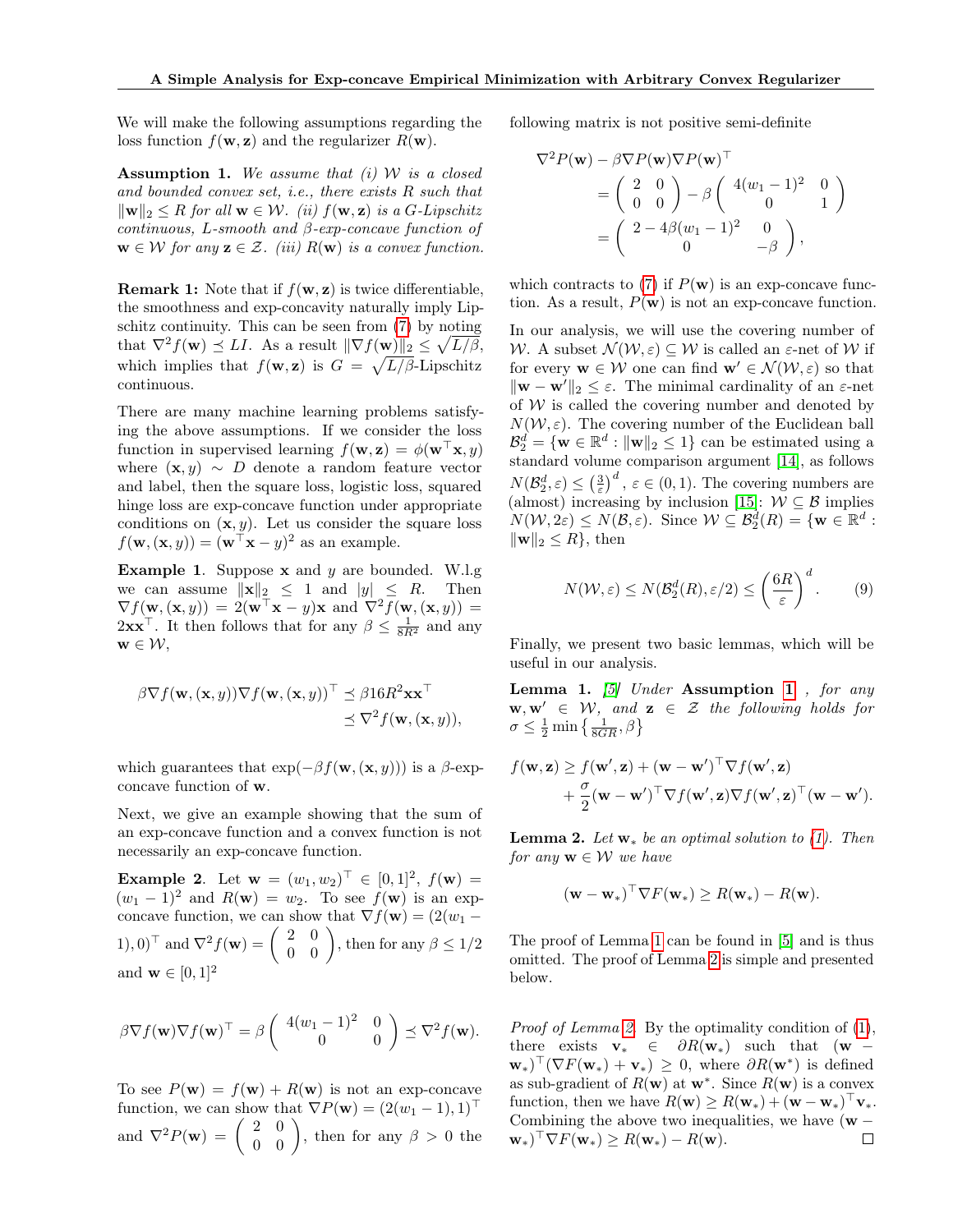We will make the following assumptions regarding the loss function $f(\mathbf{w}, \mathbf{z})$ and the regularizer $R(\mathbf{w})$.

**Assumption 1.** *We assume that (i) $\mathcal{W}$ is a closed and bounded convex set, i.e., there exists $R$ such that $\|\mathbf{w}\|_2 \leq R$ for all $\mathbf{w} \in \mathcal{W}$. (ii) $f(\mathbf{w}, \mathbf{z})$ is a $G$-Lipschitz continuous, $L$-smooth and $\beta$-exp-concave function of $\mathbf{w} \in \mathcal{W}$ for any $\mathbf{z} \in \mathcal{Z}$. (iii) $R(\mathbf{w})$ is a convex function.*

**Remark 1:** Note that if $f(\mathbf{w}, \mathbf{z})$ is twice differentiable, the smoothness and exp-concavity naturally imply Lipschitz continuity. This can be seen from (7) by noting that $\nabla^2 f(\mathbf{w}) \preceq LI$. As a result $\|\nabla f(\mathbf{w})\|_2 \leq \sqrt{L/\beta}$, which implies that $f(\mathbf{w}, \mathbf{z})$ is $G = \sqrt{L/\beta}$-Lipschitz continuous.

There are many machine learning problems satisfying the above assumptions. If we consider the loss function in supervised learning $f(\mathbf{w}, \mathbf{z}) = \phi(\mathbf{w}^\top \mathbf{x}, y)$ where $(\mathbf{x}, y) \sim D$ denote a random feature vector and label, then the square loss, logistic loss, squared hinge loss are exp-concave function under appropriate conditions on $(\mathbf{x}, y)$. Let us consider the square loss $f(\mathbf{w}, (\mathbf{x}, y)) = (\mathbf{w}^\top \mathbf{x} - y)^2$ as an example.

**Example 1**. Suppose $\mathbf{x}$ and $y$ are bounded. W.l.g we can assume $\|\mathbf{x}\|_2 \leq 1$ and $|y| \leq R$. Then $\nabla f(\mathbf{w}, (\mathbf{x}, y)) = 2(\mathbf{w}^\top \mathbf{x} - y)\mathbf{x}$ and $\nabla^2 f(\mathbf{w}, (\mathbf{x}, y)) = 2\mathbf{x}\mathbf{x}^\top$. It then follows that for any $\beta \leq \frac{1}{8R^2}$ and any $\mathbf{w} \in \mathcal{W}$,

$$
\begin{aligned}
\beta \nabla f(\mathbf{w}, (\mathbf{x}, y)) \nabla f(\mathbf{w}, (\mathbf{x}, y))^\top &\preceq \beta 16 R^2 \mathbf{x}\mathbf{x}^\top \\
&\preceq \nabla^2 f(\mathbf{w}, (\mathbf{x}, y)),
\end{aligned}
$$

which guarantees that $\exp(-\beta f(\mathbf{w}, (\mathbf{x}, y)))$ is a $\beta$-exp-concave function of $\mathbf{w}$.

Next, we give an example showing that the sum of an exp-concave function and a convex function is not necessarily an exp-concave function.

**Example 2**. Let $\mathbf{w} = (w_1, w_2)^\top \in [0, 1]^2$, $f(\mathbf{w}) = (w_1 - 1)^2$ and $R(\mathbf{w}) = w_2$. To see $f(\mathbf{w})$ is an exp-concave function, we can show that $\nabla f(\mathbf{w}) = (2(w_1 - 1), 0)^\top$ and $\nabla^2 f(\mathbf{w}) = \begin{pmatrix} 2 & 0 \\ 0 & 0 \end{pmatrix}$, then for any $\beta \leq 1/2$ and $\mathbf{w} \in [0, 1]^2$

$$
\beta \nabla f(\mathbf{w}) \nabla f(\mathbf{w})^\top = \beta \begin{pmatrix} 4(w_1 - 1)^2 & 0 \\ 0 & 0 \end{pmatrix} \preceq \nabla^2 f(\mathbf{w}).
$$

To see $P(\mathbf{w}) = f(\mathbf{w}) + R(\mathbf{w})$ is not an exp-concave function, we can show that $\nabla P(\mathbf{w}) = (2(w_1 - 1), 1)^\top$ and $\nabla^2 P(\mathbf{w}) = \begin{pmatrix} 2 & 0 \\ 0 & 0 \end{pmatrix}$, then for any $\beta > 0$ the following matrix is not positive semi-definite

$$
\begin{aligned}
\nabla^2 P(\mathbf{w}) - \beta \nabla P(\mathbf{w}) \nabla P(\mathbf{w})^\top &= \begin{pmatrix} 2 & 0 \\ 0 & 0 \end{pmatrix} - \beta \begin{pmatrix} 4(w_1 - 1)^2 & 0 \\ 0 & 1 \end{pmatrix} \\
&= \begin{pmatrix} 2 - 4\beta(w_1 - 1)^2 & 0 \\ 0 & -\beta \end{pmatrix},
\end{aligned}
$$

which contracts to (7) if $P(\mathbf{w})$ is an exp-concave function. As a result, $P(\mathbf{w})$ is not an exp-concave function.

In our analysis, we will use the covering number of $\mathcal{W}$. A subset $\mathcal{N}(\mathcal{W}, \varepsilon) \subseteq \mathcal{W}$ is called an $\varepsilon$-net of $\mathcal{W}$ if for every $\mathbf{w} \in \mathcal{W}$ one can find $\mathbf{w}' \in \mathcal{N}(\mathcal{W}, \varepsilon)$ so that $\|\mathbf{w} - \mathbf{w}'\|_2 \leq \varepsilon$. The minimal cardinality of an $\varepsilon$-net of $\mathcal{W}$ is called the covering number and denoted by $N(\mathcal{W}, \varepsilon)$. The covering number of the Euclidean ball $\mathcal{B}_2^d = \{\mathbf{w} \in \mathbb{R}^d : \|\mathbf{w}\|_2 \leq 1\}$ can be estimated using a standard volume comparison argument [14], as follows $N(\mathcal{B}_2^d, \varepsilon) \leq \left(\frac{3}{\varepsilon}\right)^d$, $\varepsilon \in (0, 1)$. The covering numbers are (almost) increasing by inclusion [15]: $\mathcal{W} \subseteq \mathcal{B}$ implies $N(\mathcal{W}, 2\varepsilon) \leq N(\mathcal{B}, \varepsilon)$. Since $\mathcal{W} \subseteq \mathcal{B}_2^d(R) = \{\mathbf{w} \in \mathbb{R}^d : \|\mathbf{w}\|_2 \leq R\}$, then

$$
N(\mathcal{W}, \varepsilon) \leq N(\mathcal{B}_2^d(R), \varepsilon/2) \leq \left(\frac{6R}{\varepsilon}\right)^d. \tag{9}
$$

Finally, we present two basic lemmas, which will be useful in our analysis.

**Lemma 1.** *[5] Under* **Assumption 1** *, for any $\mathbf{w}, \mathbf{w}' \in \mathcal{W}$, and $\mathbf{z} \in \mathcal{Z}$ the following holds for $\sigma \leq \frac{1}{2}\min\left\{\frac{1}{8GR}, \beta\right\}$*

$$
\begin{aligned}
f(\mathbf{w}, \mathbf{z}) \geq\ & f(\mathbf{w}', \mathbf{z}) + (\mathbf{w} - \mathbf{w}')^\top \nabla f(\mathbf{w}', \mathbf{z}) \\
&+ \frac{\sigma}{2}(\mathbf{w} - \mathbf{w}')^\top \nabla f(\mathbf{w}', \mathbf{z}) \nabla f(\mathbf{w}', \mathbf{z})^\top (\mathbf{w} - \mathbf{w}').
\end{aligned}
$$

**Lemma 2.** *Let $\mathbf{w}_*$ be an optimal solution to (1). Then for any $\mathbf{w} \in \mathcal{W}$ we have*

$$
(\mathbf{w} - \mathbf{w}_*)^\top \nabla F(\mathbf{w}_*) \geq R(\mathbf{w}_*) - R(\mathbf{w}).
$$

The proof of Lemma 1 can be found in [5] and is thus omitted. The proof of Lemma 2 is simple and presented below.

*Proof of Lemma 2.* By the optimality condition of (1), there exists $\mathbf{v}_* \in \partial R(\mathbf{w}_*)$ such that $(\mathbf{w} - \mathbf{w}_*)^\top (\nabla F(\mathbf{w}_*) + \mathbf{v}_*) \geq 0$, where $\partial R(\mathbf{w}^*)$ is defined as sub-gradient of $R(\mathbf{w})$ at $\mathbf{w}^*$. Since $R(\mathbf{w})$ is a convex function, then we have $R(\mathbf{w}) \geq R(\mathbf{w}_*) + (\mathbf{w} - \mathbf{w}_*)^\top \mathbf{v}_*$. Combining the above two inequalities, we have $(\mathbf{w} - \mathbf{w}_*)^\top \nabla F(\mathbf{w}_*) \geq R(\mathbf{w}_*) - R(\mathbf{w})$. $\square$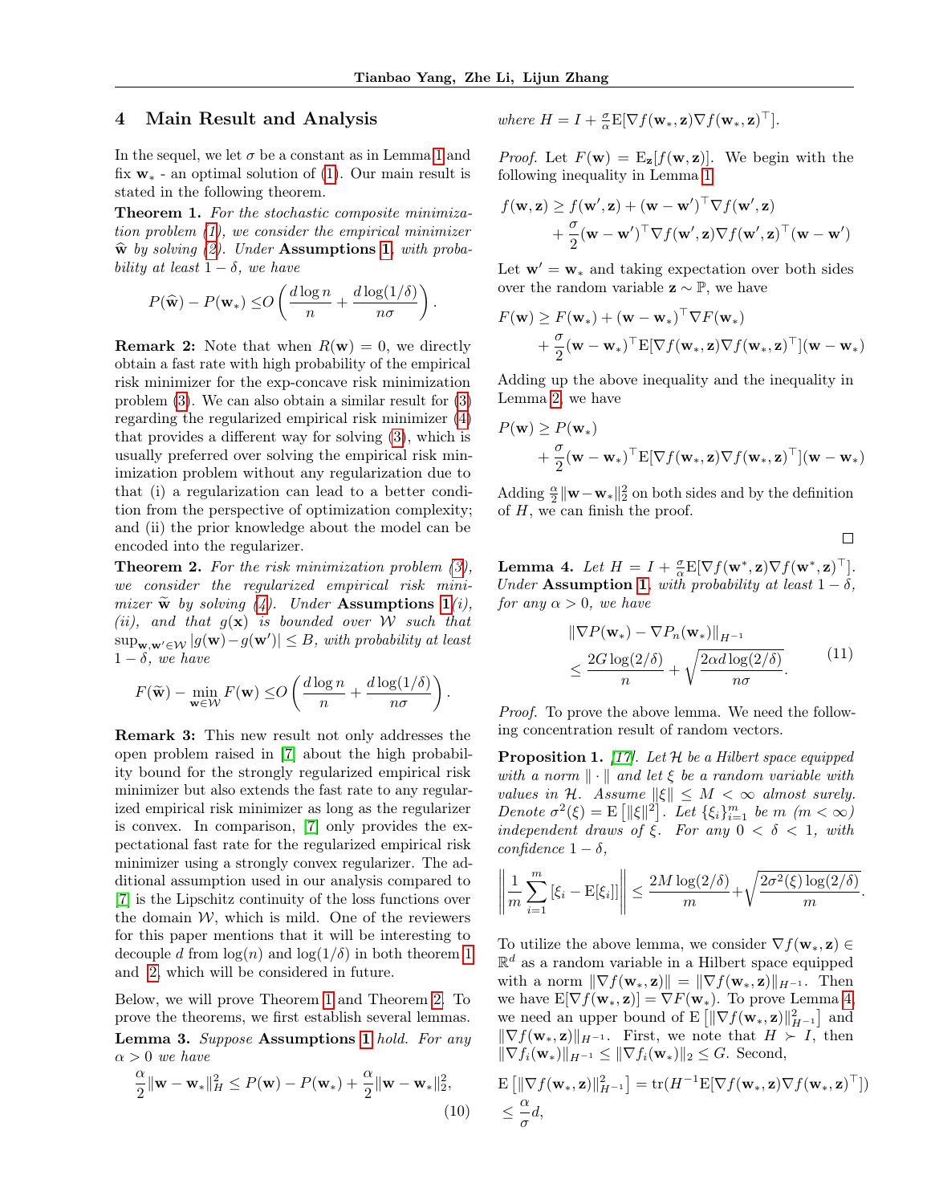## 4 Main Result and Analysis

In the sequel, we let $\sigma$ be a constant as in Lemma 1 and fix $\mathbf{w}_*$ - an optimal solution of (1). Our main result is stated in the following theorem.

**Theorem 1.** *For the stochastic composite minimization problem (1), we consider the empirical minimizer $\widehat{\mathbf{w}}$ by solving (2). Under* **Assumptions 1**, *with probability at least $1-\delta$, we have*

$$P(\widehat{\mathbf{w}}) - P(\mathbf{w}_*) \leq O\left(\frac{d\log n}{n} + \frac{d\log(1/\delta)}{n\sigma}\right).$$

**Remark 2:** Note that when $R(\mathbf{w}) = 0$, we directly obtain a fast rate with high probability of the empirical risk minimizer for the exp-concave risk minimization problem (3). We can also obtain a similar result for (3) regarding the regularized empirical risk minimizer (4) that provides a different way for solving (3), which is usually preferred over solving the empirical risk minimization problem without any regularization due to that (i) a regularization can lead to a better condition from the perspective of optimization complexity; and (ii) the prior knowledge about the model can be encoded into the regularizer.

**Theorem 2.** *For the risk minimization problem (3), we consider the regularized empirical risk minimizer $\widetilde{\mathbf{w}}$ by solving (4). Under* **Assumptions 1***(i), (ii), and that $g(\mathbf{x})$ is bounded over $\mathcal{W}$ such that $\sup_{\mathbf{w},\mathbf{w}'\in\mathcal{W}}|g(\mathbf{w})-g(\mathbf{w}')| \leq B$, with probability at least $1-\delta$, we have*

$$F(\widetilde{\mathbf{w}}) - \min_{\mathbf{w}\in\mathcal{W}} F(\mathbf{w}) \leq O\left(\frac{d\log n}{n} + \frac{d\log(1/\delta)}{n\sigma}\right).$$

**Remark 3:** This new result not only addresses the open problem raised in [7] about the high probability bound for the strongly regularized empirical risk minimizer but also extends the fast rate to any regularized empirical risk minimizer as long as the regularizer is convex. In comparison, [7] only provides the expectational fast rate for the regularized empirical risk minimizer using a strongly convex regularizer. The additional assumption used in our analysis compared to [7] is the Lipschitz continuity of the loss functions over the domain $\mathcal{W}$, which is mild. One of the reviewers for this paper mentions that it will be interesting to decouple $d$ from $\log(n)$ and $\log(1/\delta)$ in both theorem 1 and 2, which will be considered in future.

Below, we will prove Theorem 1 and Theorem 2. To prove the theorems, we first establish several lemmas.

**Lemma 3.** *Suppose* **Assumptions 1** *hold. For any $\alpha > 0$ we have*

$$\frac{\alpha}{2}\|\mathbf{w}-\mathbf{w}_*\|_H^2 \leq P(\mathbf{w}) - P(\mathbf{w}_*) + \frac{\alpha}{2}\|\mathbf{w}-\mathbf{w}_*\|_2^2, \tag{10}$$

*where $H = I + \frac{\sigma}{\alpha}\mathrm{E}[\nabla f(\mathbf{w}_*,\mathbf{z})\nabla f(\mathbf{w}_*,\mathbf{z})^\top]$.*

*Proof.* Let $F(\mathbf{w}) = \mathrm{E}_{\mathbf{z}}[f(\mathbf{w},\mathbf{z})]$. We begin with the following inequality in Lemma 1

$$f(\mathbf{w},\mathbf{z}) \geq f(\mathbf{w}',\mathbf{z}) + (\mathbf{w}-\mathbf{w}')^\top\nabla f(\mathbf{w}',\mathbf{z}) + \frac{\sigma}{2}(\mathbf{w}-\mathbf{w}')^\top\nabla f(\mathbf{w}',\mathbf{z})\nabla f(\mathbf{w}',\mathbf{z})^\top(\mathbf{w}-\mathbf{w}')$$

Let $\mathbf{w}' = \mathbf{w}_*$ and taking expectation over both sides over the random variable $\mathbf{z}\sim\mathbb{P}$, we have

$$F(\mathbf{w}) \geq F(\mathbf{w}_*) + (\mathbf{w}-\mathbf{w}_*)^\top\nabla F(\mathbf{w}_*) + \frac{\sigma}{2}(\mathbf{w}-\mathbf{w}_*)^\top\mathrm{E}[\nabla f(\mathbf{w}_*,\mathbf{z})\nabla f(\mathbf{w}_*,\mathbf{z})^\top](\mathbf{w}-\mathbf{w}_*)$$

Adding up the above inequality and the inequality in Lemma 2, we have

$$P(\mathbf{w}) \geq P(\mathbf{w}_*) + \frac{\sigma}{2}(\mathbf{w}-\mathbf{w}_*)^\top\mathrm{E}[\nabla f(\mathbf{w}_*,\mathbf{z})\nabla f(\mathbf{w}_*,\mathbf{z})^\top](\mathbf{w}-\mathbf{w}_*)$$

Adding $\frac{\alpha}{2}\|\mathbf{w}-\mathbf{w}_*\|_2^2$ on both sides and by the definition of $H$, we can finish the proof. □

**Lemma 4.** *Let $H = I + \frac{\sigma}{\alpha}\mathrm{E}[\nabla f(\mathbf{w}^*,\mathbf{z})\nabla f(\mathbf{w}^*,\mathbf{z})^\top]$. Under* **Assumption 1**, *with probability at least $1-\delta$, for any $\alpha > 0$, we have*

$$\|\nabla P(\mathbf{w}_*) - \nabla P_n(\mathbf{w}_*)\|_{H^{-1}} \leq \frac{2G\log(2/\delta)}{n} + \sqrt{\frac{2\alpha d\log(2/\delta)}{n\sigma}}. \tag{11}$$

*Proof.* To prove the above lemma. We need the following concentration result of random vectors.

**Proposition 1.** *[17]. Let $\mathcal{H}$ be a Hilbert space equipped with a norm $\|\cdot\|$ and let $\xi$ be a random variable with values in $\mathcal{H}$. Assume $\|\xi\| \leq M < \infty$ almost surely. Denote $\sigma^2(\xi) = \mathrm{E}\left[\|\xi\|^2\right]$. Let $\{\xi_i\}_{i=1}^m$ be $m$ $(m<\infty)$ independent draws of $\xi$. For any $0<\delta<1$, with confidence $1-\delta$,*

$$\left\|\frac{1}{m}\sum_{i=1}^m[\xi_i - \mathrm{E}[\xi_i]]\right\| \leq \frac{2M\log(2/\delta)}{m} + \sqrt{\frac{2\sigma^2(\xi)\log(2/\delta)}{m}}.$$

To utilize the above lemma, we consider $\nabla f(\mathbf{w}_*,\mathbf{z}) \in \mathbb{R}^d$ as a random variable in a Hilbert space equipped with a norm $\|\nabla f(\mathbf{w}_*,\mathbf{z})\| = \|\nabla f(\mathbf{w}_*,\mathbf{z})\|_{H^{-1}}$. Then we have $\mathrm{E}[\nabla f(\mathbf{w}_*,\mathbf{z})] = \nabla F(\mathbf{w}_*)$. To prove Lemma 4, we need an upper bound of $\mathrm{E}\left[\|\nabla f(\mathbf{w}_*,\mathbf{z})\|_{H^{-1}}^2\right]$ and $\|\nabla f(\mathbf{w}_*,\mathbf{z})\|_{H^{-1}}$. First, we note that $H \succ I$, then $\|\nabla f_i(\mathbf{w}_*)\|_{H^{-1}} \leq \|\nabla f_i(\mathbf{w}_*)\|_2 \leq G$. Second,

$$\mathrm{E}\left[\|\nabla f(\mathbf{w}_*,\mathbf{z})\|_{H^{-1}}^2\right] = \mathrm{tr}(H^{-1}\mathrm{E}[\nabla f(\mathbf{w}_*,\mathbf{z})\nabla f(\mathbf{w}_*,\mathbf{z})^\top]) \leq \frac{\alpha}{\sigma}d,$$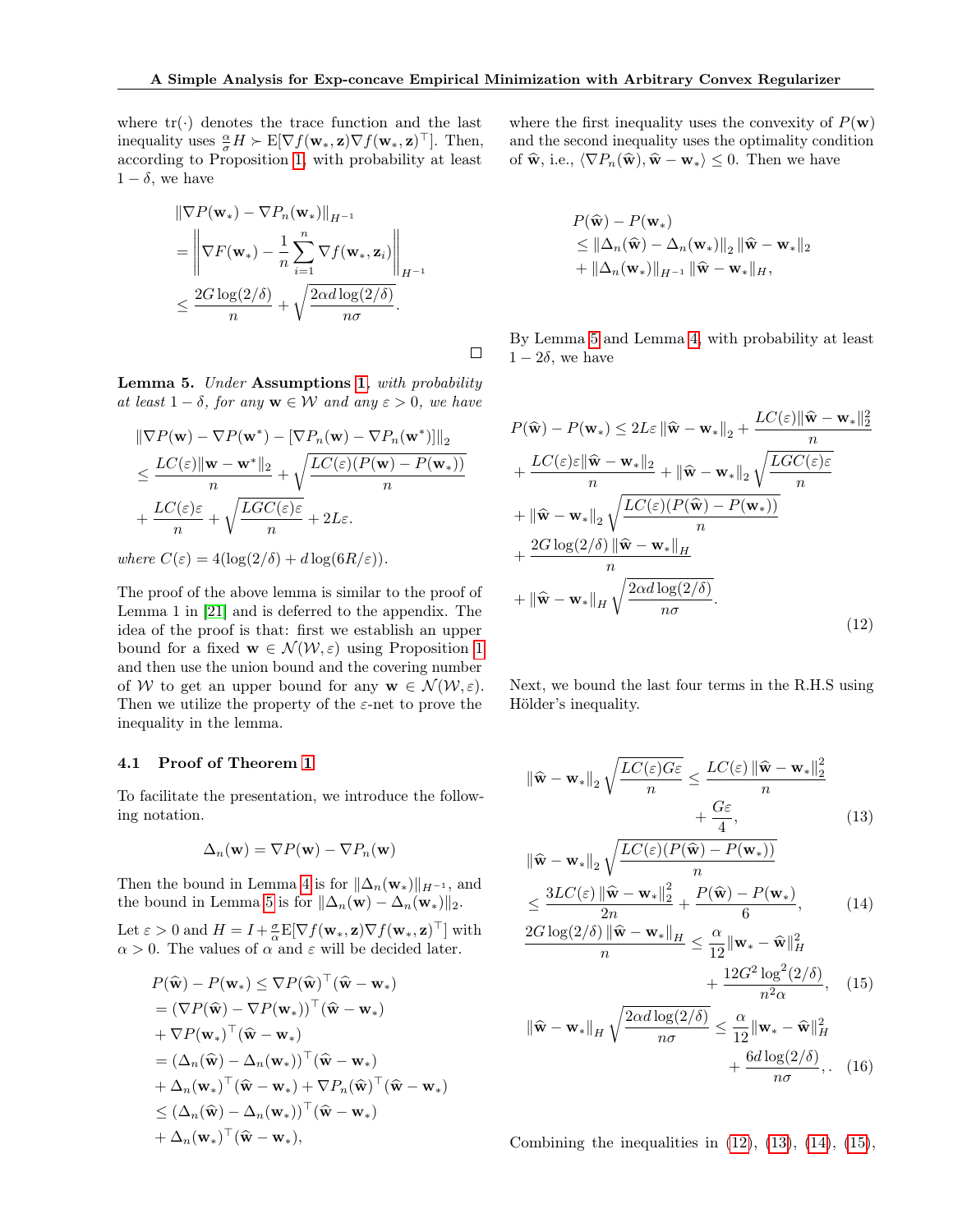where $\mathrm{tr}(\cdot)$ denotes the trace function and the last inequality uses $\frac{\alpha}{\sigma}H \succ \mathrm{E}[\nabla f(\mathbf{w}_*, \mathbf{z})\nabla f(\mathbf{w}_*, \mathbf{z})^\top]$. Then, according to Proposition 1, with probability at least $1-\delta$, we have

$$
\begin{aligned}
&\|\nabla P(\mathbf{w}_*) - \nabla P_n(\mathbf{w}_*)\|_{H^{-1}} \\
&= \left\| \nabla F(\mathbf{w}_*) - \frac{1}{n}\sum_{i=1}^n \nabla f(\mathbf{w}_*, \mathbf{z}_i) \right\|_{H^{-1}} \\
&\leq \frac{2G\log(2/\delta)}{n} + \sqrt{\frac{2\alpha d \log(2/\delta)}{n\sigma}}.
\end{aligned}
$$

□

**Lemma 5.** *Under* **Assumptions 1**, *with probability at least $1-\delta$, for any $\mathbf{w} \in \mathcal{W}$ and any $\varepsilon > 0$, we have*

$$
\begin{aligned}
&\|\nabla P(\mathbf{w}) - \nabla P(\mathbf{w}^*) - [\nabla P_n(\mathbf{w}) - \nabla P_n(\mathbf{w}^*)]\|_2 \\
&\leq \frac{LC(\varepsilon)\|\mathbf{w} - \mathbf{w}^*\|_2}{n} + \sqrt{\frac{LC(\varepsilon)(P(\mathbf{w}) - P(\mathbf{w}_*))}{n}} \\
&+ \frac{LC(\varepsilon)\varepsilon}{n} + \sqrt{\frac{LGC(\varepsilon)\varepsilon}{n}} + 2L\varepsilon.
\end{aligned}
$$

*where $C(\varepsilon) = 4(\log(2/\delta) + d\log(6R/\varepsilon))$.*

The proof of the above lemma is similar to the proof of Lemma 1 in [21] and is deferred to the appendix. The idea of the proof is that: first we establish an upper bound for a fixed $\mathbf{w} \in \mathcal{N}(\mathcal{W}, \varepsilon)$ using Proposition 1 and then use the union bound and the covering number of $\mathcal{W}$ to get an upper bound for any $\mathbf{w} \in \mathcal{N}(\mathcal{W}, \varepsilon)$. Then we utilize the property of the $\varepsilon$-net to prove the inequality in the lemma.

### 4.1 Proof of Theorem 1

To facilitate the presentation, we introduce the following notation.

$$
\Delta_n(\mathbf{w}) = \nabla P(\mathbf{w}) - \nabla P_n(\mathbf{w})
$$

Then the bound in Lemma 4 is for $\|\Delta_n(\mathbf{w}_*)\|_{H^{-1}}$, and the bound in Lemma 5 is for $\|\Delta_n(\mathbf{w}) - \Delta_n(\mathbf{w}_*)\|_2$.

Let $\varepsilon > 0$ and $H = I + \frac{\sigma}{\alpha}\mathrm{E}[\nabla f(\mathbf{w}_*, \mathbf{z})\nabla f(\mathbf{w}_*, \mathbf{z})^\top]$ with $\alpha > 0$. The values of $\alpha$ and $\varepsilon$ will be decided later.

$$
\begin{aligned}
&P(\widehat{\mathbf{w}}) - P(\mathbf{w}_*) \leq \nabla P(\widehat{\mathbf{w}})^\top(\widehat{\mathbf{w}} - \mathbf{w}_*) \\
&= (\nabla P(\widehat{\mathbf{w}}) - \nabla P(\mathbf{w}_*))^\top(\widehat{\mathbf{w}} - \mathbf{w}_*) \\
&+ \nabla P(\mathbf{w}_*)^\top(\widehat{\mathbf{w}} - \mathbf{w}_*) \\
&= (\Delta_n(\widehat{\mathbf{w}}) - \Delta_n(\mathbf{w}_*))^\top(\widehat{\mathbf{w}} - \mathbf{w}_*) \\
&+ \Delta_n(\mathbf{w}_*)^\top(\widehat{\mathbf{w}} - \mathbf{w}_*) + \nabla P_n(\widehat{\mathbf{w}})^\top(\widehat{\mathbf{w}} - \mathbf{w}_*) \\
&\leq (\Delta_n(\widehat{\mathbf{w}}) - \Delta_n(\mathbf{w}_*))^\top(\widehat{\mathbf{w}} - \mathbf{w}_*) \\
&+ \Delta_n(\mathbf{w}_*)^\top(\widehat{\mathbf{w}} - \mathbf{w}_*),
\end{aligned}
$$

where the first inequality uses the convexity of $P(\mathbf{w})$ and the second inequality uses the optimality condition of $\widehat{\mathbf{w}}$, i.e., $\langle \nabla P_n(\widehat{\mathbf{w}}), \widehat{\mathbf{w}} - \mathbf{w}_* \rangle \leq 0$. Then we have

$$
\begin{aligned}
&P(\widehat{\mathbf{w}}) - P(\mathbf{w}_*) \\
&\leq \|\Delta_n(\widehat{\mathbf{w}}) - \Delta_n(\mathbf{w}_*)\|_2 \|\widehat{\mathbf{w}} - \mathbf{w}_*\|_2 \\
&+ \|\Delta_n(\mathbf{w}_*)\|_{H^{-1}} \|\widehat{\mathbf{w}} - \mathbf{w}_*\|_H,
\end{aligned}
$$

By Lemma 5 and Lemma 4, with probability at least $1 - 2\delta$, we have

$$
\begin{aligned}
P(\widehat{\mathbf{w}}) - P(\mathbf{w}_*) &\leq 2L\varepsilon \|\widehat{\mathbf{w}} - \mathbf{w}_*\|_2 + \frac{LC(\varepsilon)\|\widehat{\mathbf{w}} - \mathbf{w}_*\|_2^2}{n} \\
&+ \frac{LC(\varepsilon)\varepsilon\|\widehat{\mathbf{w}} - \mathbf{w}_*\|_2}{n} + \|\widehat{\mathbf{w}} - \mathbf{w}_*\|_2 \sqrt{\frac{LGC(\varepsilon)\varepsilon}{n}} \\
&+ \|\widehat{\mathbf{w}} - \mathbf{w}_*\|_2 \sqrt{\frac{LC(\varepsilon)(P(\widehat{\mathbf{w}}) - P(\mathbf{w}_*))}{n}} \\
&+ \frac{2G\log(2/\delta)\|\widehat{\mathbf{w}} - \mathbf{w}_*\|_H}{n} \\
&+ \|\widehat{\mathbf{w}} - \mathbf{w}_*\|_H \sqrt{\frac{2\alpha d\log(2/\delta)}{n\sigma}}.
\end{aligned} \tag{12}
$$

Next, we bound the last four terms in the R.H.S using Hölder's inequality.

$$
\|\widehat{\mathbf{w}} - \mathbf{w}_*\|_2 \sqrt{\frac{LC(\varepsilon)G\varepsilon}{n}} \leq \frac{LC(\varepsilon)\|\widehat{\mathbf{w}} - \mathbf{w}_*\|_2^2}{n} + \frac{G\varepsilon}{4}, \tag{13}
$$

$$
\begin{aligned}
&\|\widehat{\mathbf{w}} - \mathbf{w}_*\|_2 \sqrt{\frac{LC(\varepsilon)(P(\widehat{\mathbf{w}}) - P(\mathbf{w}_*))}{n}} \\
&\leq \frac{3LC(\varepsilon)\|\widehat{\mathbf{w}} - \mathbf{w}_*\|_2^2}{2n} + \frac{P(\widehat{\mathbf{w}}) - P(\mathbf{w}_*)}{6},
\end{aligned} \tag{14}
$$

$$
\frac{2G\log(2/\delta)\|\widehat{\mathbf{w}} - \mathbf{w}_*\|_H}{n} \leq \frac{\alpha}{12}\|\mathbf{w}_* - \widehat{\mathbf{w}}\|_H^2 + \frac{12G^2\log^2(2/\delta)}{n^2\alpha}, \tag{15}
$$

$$
\|\widehat{\mathbf{w}} - \mathbf{w}_*\|_H \sqrt{\frac{2\alpha d\log(2/\delta)}{n\sigma}} \leq \frac{\alpha}{12}\|\mathbf{w}_* - \widehat{\mathbf{w}}\|_H^2 + \frac{6d\log(2/\delta)}{n\sigma},. \tag{16}
$$

Combining the inequalities in (12), (13), (14), (15),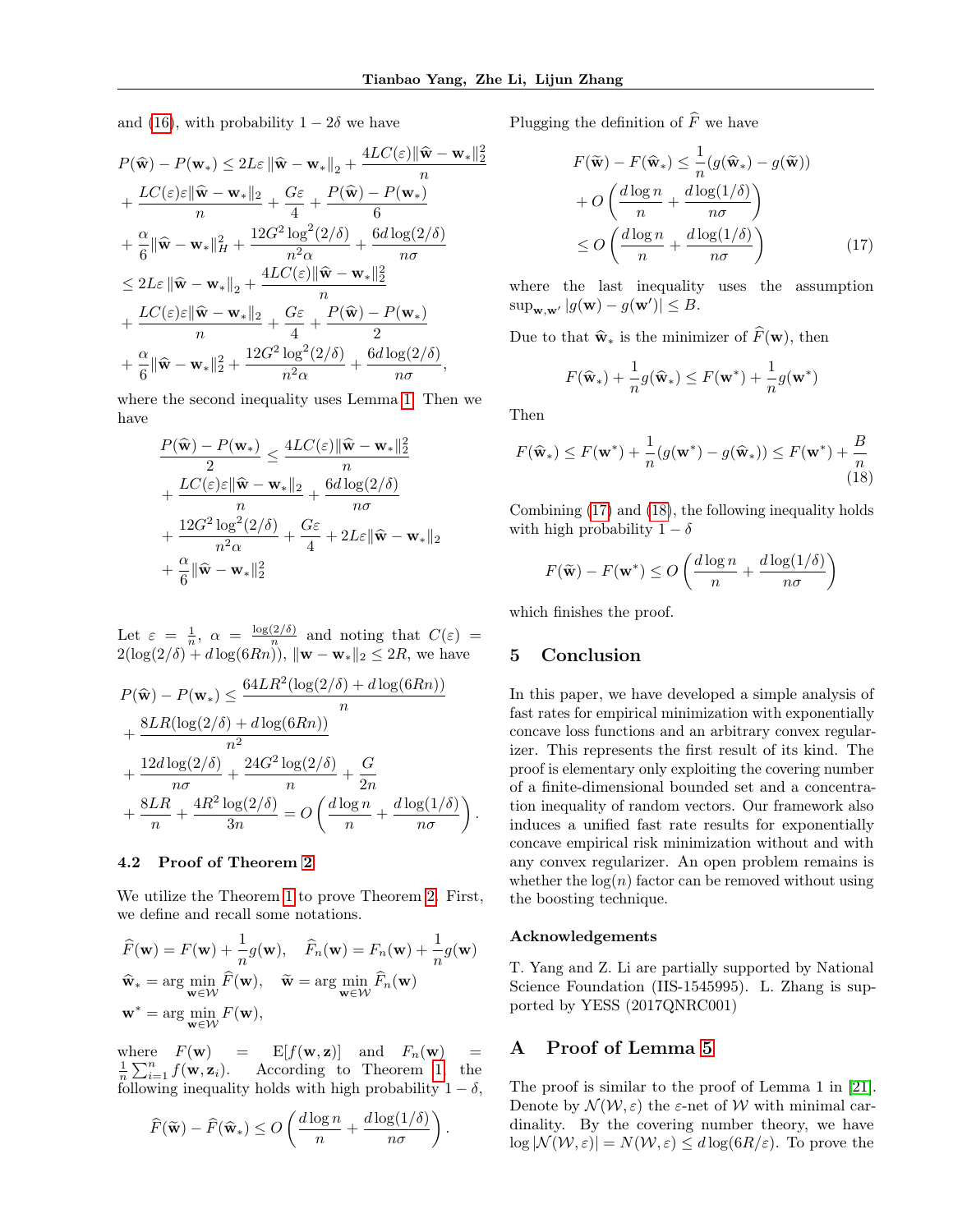and (16), with probability $1-2\delta$ we have

$$
\begin{aligned}
P(\widehat{\mathbf{w}}) - P(\mathbf{w}_*) &\le 2L\varepsilon \|\widehat{\mathbf{w}} - \mathbf{w}_*\|_2 + \frac{4LC(\varepsilon)\|\widehat{\mathbf{w}} - \mathbf{w}_*\|_2^2}{n} \\
&+ \frac{LC(\varepsilon)\varepsilon\|\widehat{\mathbf{w}} - \mathbf{w}_*\|_2}{n} + \frac{G\varepsilon}{4} + \frac{P(\widehat{\mathbf{w}}) - P(\mathbf{w}_*)}{6} \\
&+ \frac{\alpha}{6}\|\widehat{\mathbf{w}} - \mathbf{w}_*\|_H^2 + \frac{12G^2\log^2(2/\delta)}{n^2\alpha} + \frac{6d\log(2/\delta)}{n\sigma} \\
&\le 2L\varepsilon \|\widehat{\mathbf{w}} - \mathbf{w}_*\|_2 + \frac{4LC(\varepsilon)\|\widehat{\mathbf{w}} - \mathbf{w}_*\|_2^2}{n} \\
&+ \frac{LC(\varepsilon)\varepsilon\|\widehat{\mathbf{w}} - \mathbf{w}_*\|_2}{n} + \frac{G\varepsilon}{4} + \frac{P(\widehat{\mathbf{w}}) - P(\mathbf{w}_*)}{2} \\
&+ \frac{\alpha}{6}\|\widehat{\mathbf{w}} - \mathbf{w}_*\|_2^2 + \frac{12G^2\log^2(2/\delta)}{n^2\alpha} + \frac{6d\log(2/\delta)}{n\sigma},
\end{aligned}
$$

where the second inequality uses Lemma 1. Then we have

$$
\begin{aligned}
\frac{P(\widehat{\mathbf{w}}) - P(\mathbf{w}_*)}{2} &\le \frac{4LC(\varepsilon)\|\widehat{\mathbf{w}} - \mathbf{w}_*\|_2^2}{n} \\
&+ \frac{LC(\varepsilon)\varepsilon\|\widehat{\mathbf{w}} - \mathbf{w}_*\|_2}{n} + \frac{6d\log(2/\delta)}{n\sigma} \\
&+ \frac{12G^2\log^2(2/\delta)}{n^2\alpha} + \frac{G\varepsilon}{4} + 2L\varepsilon\|\widehat{\mathbf{w}} - \mathbf{w}_*\|_2 \\
&+ \frac{\alpha}{6}\|\widehat{\mathbf{w}} - \mathbf{w}_*\|_2^2
\end{aligned}
$$

Let $\varepsilon = \frac{1}{n}$, $\alpha = \frac{\log(2/\delta)}{n}$ and noting that $C(\varepsilon) = 2(\log(2/\delta) + d\log(6Rn))$, $\|\mathbf{w} - \mathbf{w}_*\|_2 \le 2R$, we have

$$
\begin{aligned}
P(\widehat{\mathbf{w}}) - P(\mathbf{w}_*) &\le \frac{64LR^2(\log(2/\delta) + d\log(6Rn))}{n} \\
&+ \frac{8LR(\log(2/\delta) + d\log(6Rn))}{n^2} \\
&+ \frac{12d\log(2/\delta)}{n\sigma} + \frac{24G^2\log(2/\delta)}{n} + \frac{G}{2n} \\
&+ \frac{8LR}{n} + \frac{4R^2\log(2/\delta)}{3n} = O\left(\frac{d\log n}{n} + \frac{d\log(1/\delta)}{n\sigma}\right).
\end{aligned}
$$

### 4.2 Proof of Theorem 2

We utilize the Theorem 1 to prove Theorem 2. First, we define and recall some notations.

$$
\begin{aligned}
&\widehat{F}(\mathbf{w}) = F(\mathbf{w}) + \frac{1}{n}g(\mathbf{w}), \quad \widehat{F}_n(\mathbf{w}) = F_n(\mathbf{w}) + \frac{1}{n}g(\mathbf{w}) \\
&\widehat{\mathbf{w}}_* = \arg\min_{\mathbf{w}\in\mathcal{W}} \widehat{F}(\mathbf{w}), \quad \widetilde{\mathbf{w}} = \arg\min_{\mathbf{w}\in\mathcal{W}} \widehat{F}_n(\mathbf{w}) \\
&\mathbf{w}^* = \arg\min_{\mathbf{w}\in\mathcal{W}} F(\mathbf{w}),
\end{aligned}
$$

where $F(\mathbf{w}) = \mathrm{E}[f(\mathbf{w},\mathbf{z})]$ and $F_n(\mathbf{w}) = \frac{1}{n}\sum_{i=1}^n f(\mathbf{w},\mathbf{z}_i)$. According to Theorem 1, the following inequality holds with high probability $1-\delta$,

$$
\widehat{F}(\widetilde{\mathbf{w}}) - \widehat{F}(\widehat{\mathbf{w}}_*) \le O\left(\frac{d\log n}{n} + \frac{d\log(1/\delta)}{n\sigma}\right).
$$

Plugging the definition of $\widehat{F}$ we have

$$
\begin{aligned}
F(\widetilde{\mathbf{w}}) - F(\widehat{\mathbf{w}}_*) &\le \frac{1}{n}(g(\widehat{\mathbf{w}}_*) - g(\widetilde{\mathbf{w}})) \\
&+ O\left(\frac{d\log n}{n} + \frac{d\log(1/\delta)}{n\sigma}\right) \\
&\le O\left(\frac{d\log n}{n} + \frac{d\log(1/\delta)}{n\sigma}\right) \qquad (17)
\end{aligned}
$$

where the last inequality uses the assumption $\sup_{\mathbf{w},\mathbf{w}'}|g(\mathbf{w}) - g(\mathbf{w}')| \le B$.

Due to that $\widehat{\mathbf{w}}_*$ is the minimizer of $\widehat{F}(\mathbf{w})$, then

$$
F(\widehat{\mathbf{w}}_*) + \frac{1}{n}g(\widehat{\mathbf{w}}_*) \le F(\mathbf{w}^*) + \frac{1}{n}g(\mathbf{w}^*)
$$

Then

$$
F(\widehat{\mathbf{w}}_*) \le F(\mathbf{w}^*) + \frac{1}{n}(g(\mathbf{w}^*) - g(\widehat{\mathbf{w}}_*)) \le F(\mathbf{w}^*) + \frac{B}{n} \qquad (18)
$$

Combining (17) and (18), the following inequality holds with high probability $1-\delta$

$$
F(\widetilde{\mathbf{w}}) - F(\mathbf{w}^*) \le O\left(\frac{d\log n}{n} + \frac{d\log(1/\delta)}{n\sigma}\right)
$$

which finishes the proof.

## 5 Conclusion

In this paper, we have developed a simple analysis of fast rates for empirical minimization with exponentially concave loss functions and an arbitrary convex regularizer. This represents the first result of its kind. The proof is elementary only exploiting the covering number of a finite-dimensional bounded set and a concentration inequality of random vectors. Our framework also induces a unified fast rate results for exponentially concave empirical risk minimization without and with any convex regularizer. An open problem remains is whether the $\log(n)$ factor can be removed without using the boosting technique.

#### Acknowledgements

T. Yang and Z. Li are partially supported by National Science Foundation (IIS-1545995). L. Zhang is supported by YESS (2017QNRC001)

## A Proof of Lemma 5

The proof is similar to the proof of Lemma 1 in [21]. Denote by $\mathcal{N}(\mathcal{W},\varepsilon)$ the $\varepsilon$-net of $\mathcal{W}$ with minimal cardinality. By the covering number theory, we have $\log|\mathcal{N}(\mathcal{W},\varepsilon)| = N(\mathcal{W},\varepsilon) \le d\log(6R/\varepsilon)$. To prove the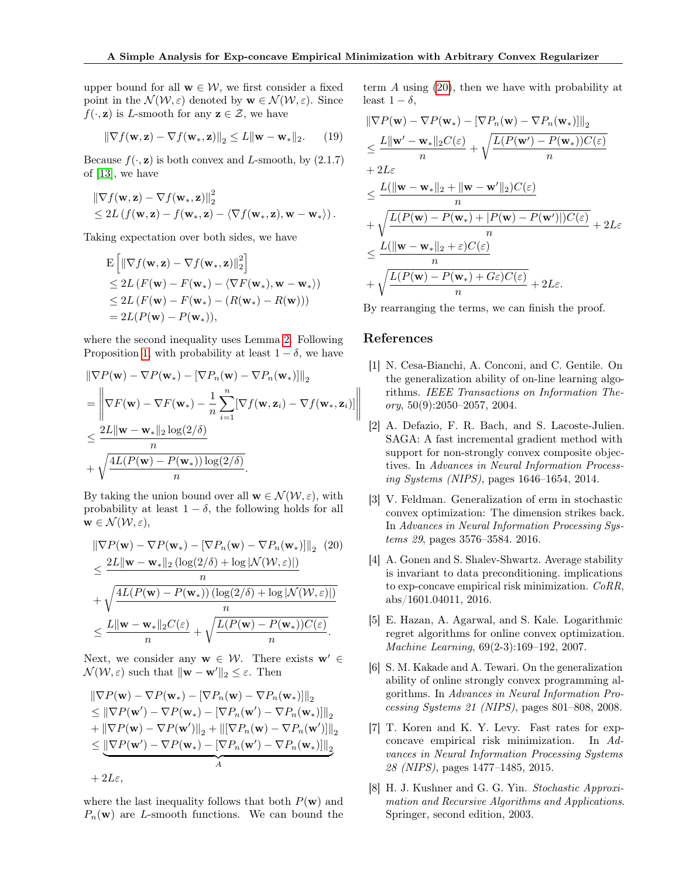upper bound for all $\mathbf{w} \in \mathcal{W}$, we first consider a fixed point in the $\mathcal{N}(\mathcal{W}, \varepsilon)$ denoted by $\mathbf{w} \in \mathcal{N}(\mathcal{W}, \varepsilon)$. Since $f(\cdot, \mathbf{z})$ is $L$-smooth for any $\mathbf{z} \in \mathcal{Z}$, we have

$$\|\nabla f(\mathbf{w}, \mathbf{z}) - \nabla f(\mathbf{w}_*, \mathbf{z})\|_2 \leq L\|\mathbf{w} - \mathbf{w}_*\|_2. \quad (19)$$

Because $f(\cdot, \mathbf{z})$ is both convex and $L$-smooth, by (2.1.7) of [13], we have

$$\begin{aligned}
&\|\nabla f(\mathbf{w}, \mathbf{z}) - \nabla f(\mathbf{w}_*, \mathbf{z})\|_2^2 \\
&\leq 2L \left( f(\mathbf{w}, \mathbf{z}) - f(\mathbf{w}_*, \mathbf{z}) - \langle \nabla f(\mathbf{w}_*, \mathbf{z}), \mathbf{w} - \mathbf{w}_* \rangle \right).
\end{aligned}$$

Taking expectation over both sides, we have

$$\begin{aligned}
&\mathrm{E}\left[ \|\nabla f(\mathbf{w}, \mathbf{z}) - \nabla f(\mathbf{w}_*, \mathbf{z})\|_2^2 \right] \\
&\leq 2L \left( F(\mathbf{w}) - F(\mathbf{w}_*) - \langle \nabla F(\mathbf{w}_*), \mathbf{w} - \mathbf{w}_* \rangle \right) \\
&\leq 2L \left( F(\mathbf{w}) - F(\mathbf{w}_*) - (R(\mathbf{w}_*) - R(\mathbf{w})) \right) \\
&= 2L(P(\mathbf{w}) - P(\mathbf{w}_*)),
\end{aligned}$$

where the second inequality uses Lemma 2. Following Proposition 1, with probability at least $1 - \delta$, we have

$$\begin{aligned}
&\|\nabla P(\mathbf{w}) - \nabla P(\mathbf{w}_*) - [\nabla P_n(\mathbf{w}) - \nabla P_n(\mathbf{w}_*)]\|_2 \\
&= \left\| \nabla F(\mathbf{w}) - \nabla F(\mathbf{w}_*) - \frac{1}{n} \sum_{i=1}^n [\nabla f(\mathbf{w}, \mathbf{z}_i) - \nabla f(\mathbf{w}_*, \mathbf{z}_i)] \right\| \\
&\leq \frac{2L\|\mathbf{w} - \mathbf{w}_*\|_2 \log(2/\delta)}{n} \\
&+ \sqrt{\frac{4L(P(\mathbf{w}) - P(\mathbf{w}_*)) \log(2/\delta)}{n}}.
\end{aligned}$$

By taking the union bound over all $\mathbf{w} \in \mathcal{N}(\mathcal{W}, \varepsilon)$, with probability at least $1 - \delta$, the following holds for all $\mathbf{w} \in \mathcal{N}(\mathcal{W}, \varepsilon)$,

$$\begin{aligned}
&\|\nabla P(\mathbf{w}) - \nabla P(\mathbf{w}_*) - [\nabla P_n(\mathbf{w}) - \nabla P_n(\mathbf{w}_*)]\|_2 \quad (20) \\
&\leq \frac{2L\|\mathbf{w} - \mathbf{w}_*\|_2 \left( \log(2/\delta) + \log |\mathcal{N}(\mathcal{W}, \varepsilon)| \right)}{n} \\
&+ \sqrt{\frac{4L(P(\mathbf{w}) - P(\mathbf{w}_*)) \left( \log(2/\delta) + \log |\mathcal{N}(\mathcal{W}, \varepsilon)| \right)}{n}} \\
&\leq \frac{L\|\mathbf{w} - \mathbf{w}_*\|_2 C(\varepsilon)}{n} + \sqrt{\frac{L(P(\mathbf{w}) - P(\mathbf{w}_*)) C(\varepsilon)}{n}}.
\end{aligned}$$

Next, we consider any $\mathbf{w} \in \mathcal{W}$. There exists $\mathbf{w}' \in \mathcal{N}(\mathcal{W}, \varepsilon)$ such that $\|\mathbf{w} - \mathbf{w}'\|_2 \leq \varepsilon$. Then

$$\begin{aligned}
&\|\nabla P(\mathbf{w}) - \nabla P(\mathbf{w}_*) - [\nabla P_n(\mathbf{w}) - \nabla P_n(\mathbf{w}_*)]\|_2 \\
&\leq \|\nabla P(\mathbf{w}') - \nabla P(\mathbf{w}_*) - [\nabla P_n(\mathbf{w}') - \nabla P_n(\mathbf{w}_*)]\|_2 \\
&+ \|\nabla P(\mathbf{w}) - \nabla P(\mathbf{w}')\|_2 + \|[\nabla P_n(\mathbf{w}) - \nabla P_n(\mathbf{w}')]\|_2 \\
&\leq \underbrace{\|\nabla P(\mathbf{w}') - \nabla P(\mathbf{w}_*) - [\nabla P_n(\mathbf{w}') - \nabla P_n(\mathbf{w}_*)]\|_2}_{A} \\
&+ 2L\varepsilon,
\end{aligned}$$

where the last inequality follows that both $P(\mathbf{w})$ and $P_n(\mathbf{w})$ are $L$-smooth functions. We can bound the term $A$ using (20), then we have with probability at least $1 - \delta$,

$$\begin{aligned}
&\|\nabla P(\mathbf{w}) - \nabla P(\mathbf{w}_*) - [\nabla P_n(\mathbf{w}) - \nabla P_n(\mathbf{w}_*)]\|_2 \\
&\leq \frac{L\|\mathbf{w}' - \mathbf{w}_*\|_2 C(\varepsilon)}{n} + \sqrt{\frac{L(P(\mathbf{w}') - P(\mathbf{w}_*)) C(\varepsilon)}{n}} \\
&+ 2L\varepsilon \\
&\leq \frac{L(\|\mathbf{w} - \mathbf{w}_*\|_2 + \|\mathbf{w} - \mathbf{w}'\|_2) C(\varepsilon)}{n} \\
&+ \sqrt{\frac{L(P(\mathbf{w}) - P(\mathbf{w}_*) + |P(\mathbf{w}) - P(\mathbf{w}')|) C(\varepsilon)}{n}} + 2L\varepsilon \\
&\leq \frac{L(\|\mathbf{w} - \mathbf{w}_*\|_2 + \varepsilon) C(\varepsilon)}{n} \\
&+ \sqrt{\frac{L(P(\mathbf{w}) - P(\mathbf{w}_*) + G\varepsilon) C(\varepsilon)}{n}} + 2L\varepsilon.
\end{aligned}$$

By rearranging the terms, we can finish the proof.

## References

[1] N. Cesa-Bianchi, A. Conconi, and C. Gentile. On the generalization ability of on-line learning algorithms. *IEEE Transactions on Information Theory*, 50(9):2050–2057, 2004.

[2] A. Defazio, F. R. Bach, and S. Lacoste-Julien. SAGA: A fast incremental gradient method with support for non-strongly convex composite objectives. In *Advances in Neural Information Processing Systems (NIPS)*, pages 1646–1654, 2014.

[3] V. Feldman. Generalization of erm in stochastic convex optimization: The dimension strikes back. In *Advances in Neural Information Processing Systems 29*, pages 3576–3584. 2016.

[4] A. Gonen and S. Shalev-Shwartz. Average stability is invariant to data preconditioning. implications to exp-concave empirical risk minimization. *CoRR*, abs/1601.04011, 2016.

[5] E. Hazan, A. Agarwal, and S. Kale. Logarithmic regret algorithms for online convex optimization. *Machine Learning*, 69(2-3):169–192, 2007.

[6] S. M. Kakade and A. Tewari. On the generalization ability of online strongly convex programming algorithms. In *Advances in Neural Information Processing Systems 21 (NIPS)*, pages 801–808, 2008.

[7] T. Koren and K. Y. Levy. Fast rates for exp-concave empirical risk minimization. In *Advances in Neural Information Processing Systems 28 (NIPS)*, pages 1477–1485, 2015.

[8] H. J. Kushner and G. G. Yin. *Stochastic Approximation and Recursive Algorithms and Applications*. Springer, second edition, 2003.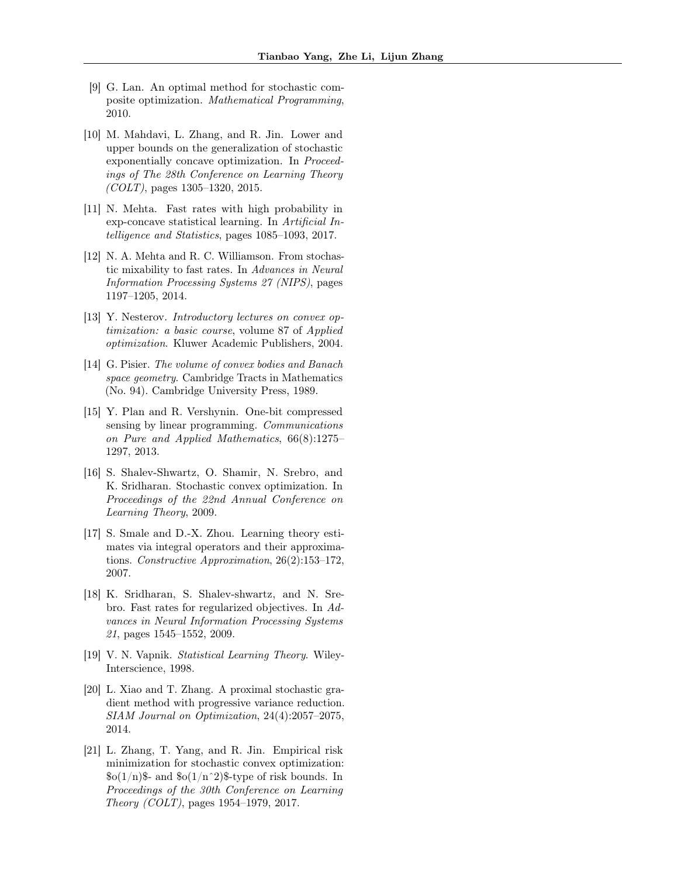[9] G. Lan. An optimal method for stochastic composite optimization. *Mathematical Programming*, 2010.

[10] M. Mahdavi, L. Zhang, and R. Jin. Lower and upper bounds on the generalization of stochastic exponentially concave optimization. In *Proceedings of The 28th Conference on Learning Theory (COLT)*, pages 1305–1320, 2015.

[11] N. Mehta. Fast rates with high probability in exp-concave statistical learning. In *Artificial Intelligence and Statistics*, pages 1085–1093, 2017.

[12] N. A. Mehta and R. C. Williamson. From stochastic mixability to fast rates. In *Advances in Neural Information Processing Systems 27 (NIPS)*, pages 1197–1205, 2014.

[13] Y. Nesterov. *Introductory lectures on convex optimization: a basic course*, volume 87 of *Applied optimization*. Kluwer Academic Publishers, 2004.

[14] G. Pisier. *The volume of convex bodies and Banach space geometry*. Cambridge Tracts in Mathematics (No. 94). Cambridge University Press, 1989.

[15] Y. Plan and R. Vershynin. One-bit compressed sensing by linear programming. *Communications on Pure and Applied Mathematics*, 66(8):1275–1297, 2013.

[16] S. Shalev-Shwartz, O. Shamir, N. Srebro, and K. Sridharan. Stochastic convex optimization. In *Proceedings of the 22nd Annual Conference on Learning Theory*, 2009.

[17] S. Smale and D.-X. Zhou. Learning theory estimates via integral operators and their approximations. *Constructive Approximation*, 26(2):153–172, 2007.

[18] K. Sridharan, S. Shalev-shwartz, and N. Srebro. Fast rates for regularized objectives. In *Advances in Neural Information Processing Systems 21*, pages 1545–1552, 2009.

[19] V. N. Vapnik. *Statistical Learning Theory*. Wiley-Interscience, 1998.

[20] L. Xiao and T. Zhang. A proximal stochastic gradient method with progressive variance reduction. *SIAM Journal on Optimization*, 24(4):2057–2075, 2014.

[21] L. Zhang, T. Yang, and R. Jin. Empirical risk minimization for stochastic convex optimization: $o(1/n)$- and $o(1/n^2)$-type of risk bounds. In *Proceedings of the 30th Conference on Learning Theory (COLT)*, pages 1954–1979, 2017.